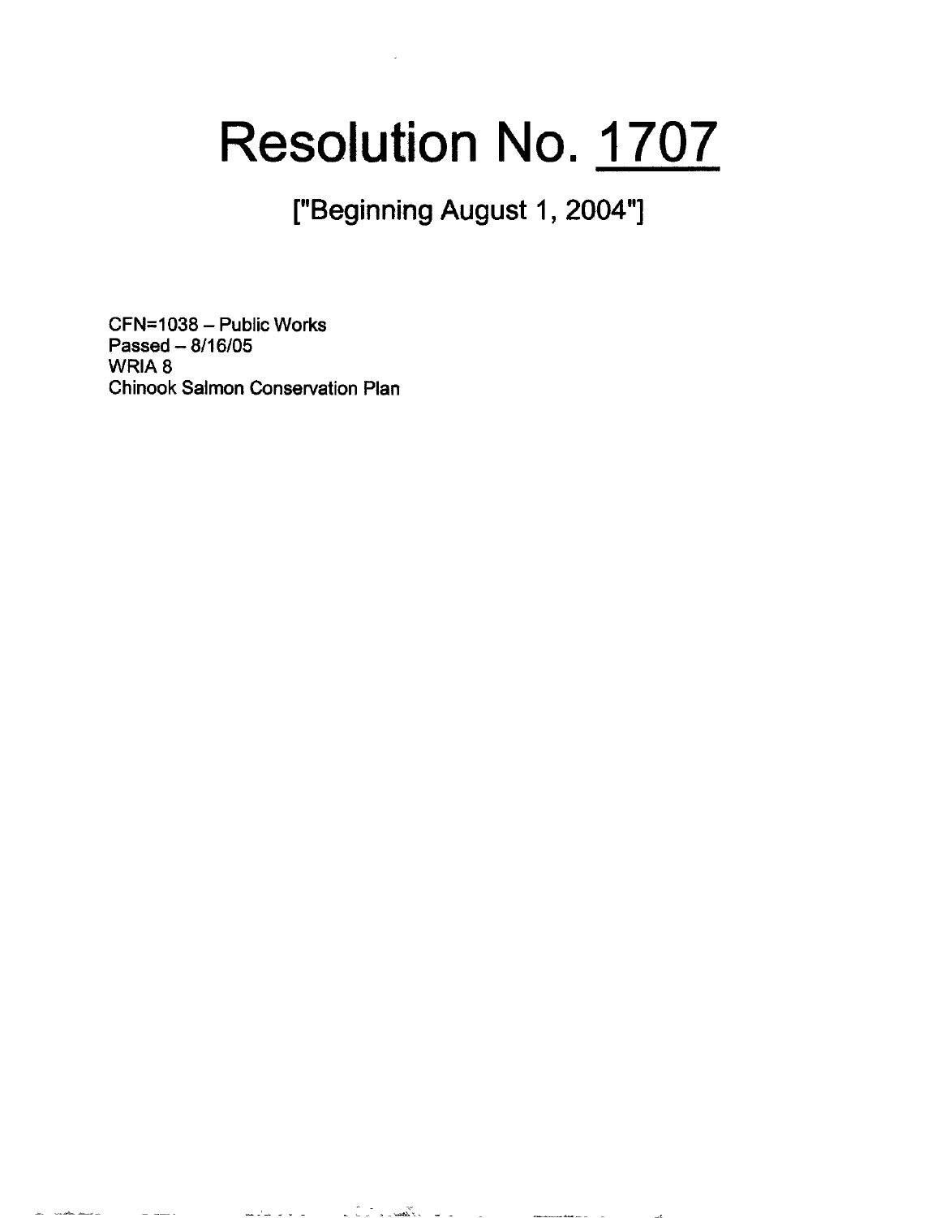# Resolution No. 1707

## ["Beginning August 1, 2004"]

CFN=1038 – Public Works
Passed – 8/16/05
WRIA 8
Chinook Salmon Conservation Plan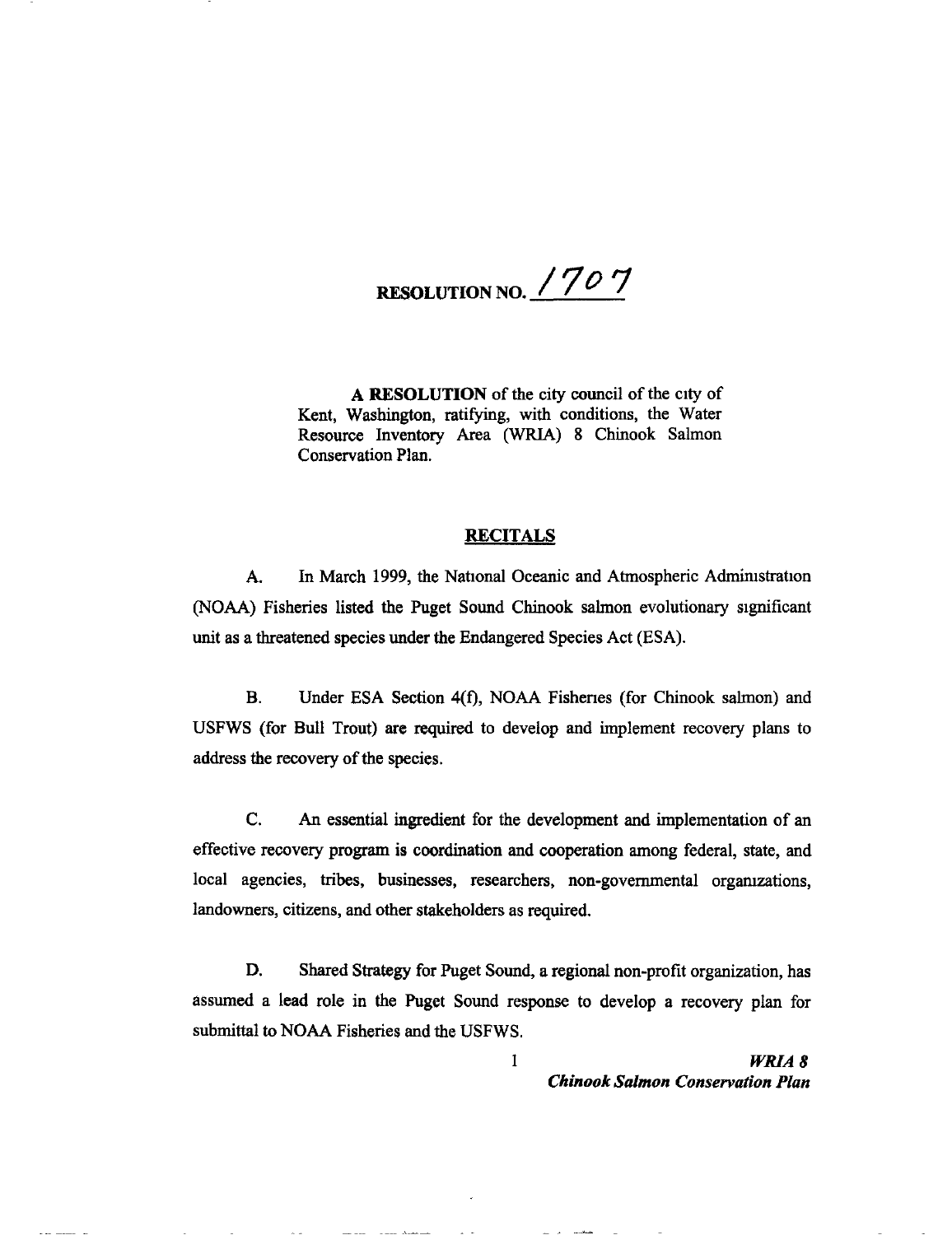# RESOLUTION NO. 1707

**A RESOLUTION** of the city council of the city of Kent, Washington, ratifying, with conditions, the Water Resource Inventory Area (WRIA) 8 Chinook Salmon Conservation Plan.

## RECITALS

A. In March 1999, the National Oceanic and Atmospheric Administration (NOAA) Fisheries listed the Puget Sound Chinook salmon evolutionary significant unit as a threatened species under the Endangered Species Act (ESA).

B. Under ESA Section 4(f), NOAA Fisheries (for Chinook salmon) and USFWS (for Bull Trout) are required to develop and implement recovery plans to address the recovery of the species.

C. An essential ingredient for the development and implementation of an effective recovery program is coordination and cooperation among federal, state, and local agencies, tribes, businesses, researchers, non-governmental organizations, landowners, citizens, and other stakeholders as required.

D. Shared Strategy for Puget Sound, a regional non-profit organization, has assumed a lead role in the Puget Sound response to develop a recovery plan for submittal to NOAA Fisheries and the USFWS.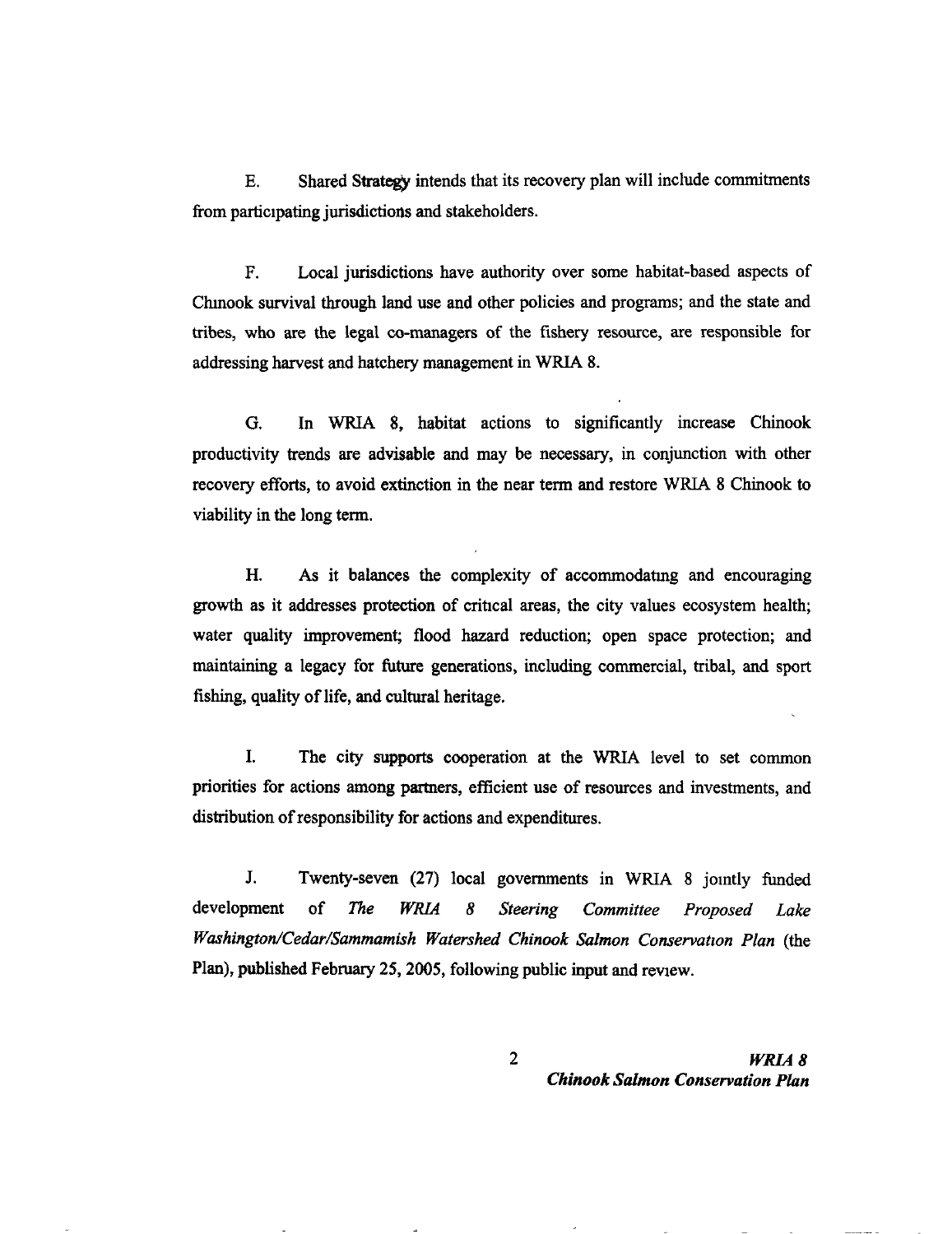E. Shared Strategy intends that its recovery plan will include commitments from participating jurisdictions and stakeholders.

F. Local jurisdictions have authority over some habitat-based aspects of Chinook survival through land use and other policies and programs; and the state and tribes, who are the legal co-managers of the fishery resource, are responsible for addressing harvest and hatchery management in WRIA 8.

G. In WRIA 8, habitat actions to significantly increase Chinook productivity trends are advisable and may be necessary, in conjunction with other recovery efforts, to avoid extinction in the near term and restore WRIA 8 Chinook to viability in the long term.

H. As it balances the complexity of accommodating and encouraging growth as it addresses protection of critical areas, the city values ecosystem health; water quality improvement; flood hazard reduction; open space protection; and maintaining a legacy for future generations, including commercial, tribal, and sport fishing, quality of life, and cultural heritage.

I. The city supports cooperation at the WRIA level to set common priorities for actions among partners, efficient use of resources and investments, and distribution of responsibility for actions and expenditures.

J. Twenty-seven (27) local governments in WRIA 8 jointly funded development of *The WRIA 8 Steering Committee Proposed Lake Washington/Cedar/Sammamish Watershed Chinook Salmon Conservation Plan* (the Plan), published February 25, 2005, following public input and review.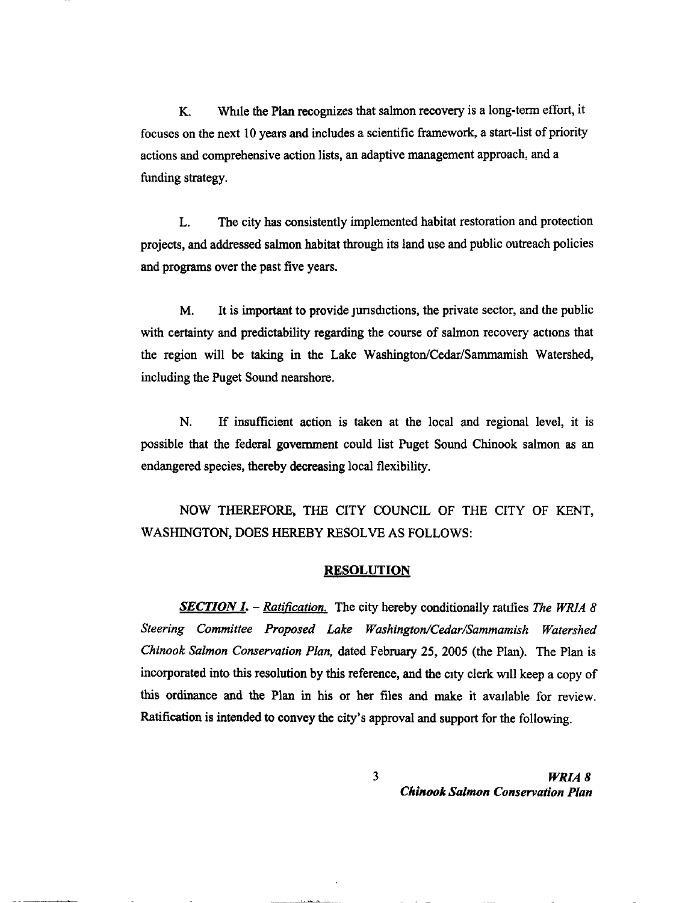K. While the Plan recognizes that salmon recovery is a long-term effort, it focuses on the next 10 years and includes a scientific framework, a start-list of priority actions and comprehensive action lists, an adaptive management approach, and a funding strategy.

L. The city has consistently implemented habitat restoration and protection projects, and addressed salmon habitat through its land use and public outreach policies and programs over the past five years.

M. It is important to provide jurisdictions, the private sector, and the public with certainty and predictability regarding the course of salmon recovery actions that the region will be taking in the Lake Washington/Cedar/Sammamish Watershed, including the Puget Sound nearshore.

N. If insufficient action is taken at the local and regional level, it is possible that the federal government could list Puget Sound Chinook salmon as an endangered species, thereby decreasing local flexibility.

NOW THEREFORE, THE CITY COUNCIL OF THE CITY OF KENT, WASHINGTON, DOES HEREBY RESOLVE AS FOLLOWS:

## RESOLUTION

***SECTION 1.*** – *Ratification.* The city hereby conditionally ratifies *The WRIA 8 Steering Committee Proposed Lake Washington/Cedar/Sammamish Watershed Chinook Salmon Conservation Plan,* dated February 25, 2005 (the Plan). The Plan is incorporated into this resolution by this reference, and the city clerk will keep a copy of this ordinance and the Plan in his or her files and make it available for review. Ratification is intended to convey the city's approval and support for the following.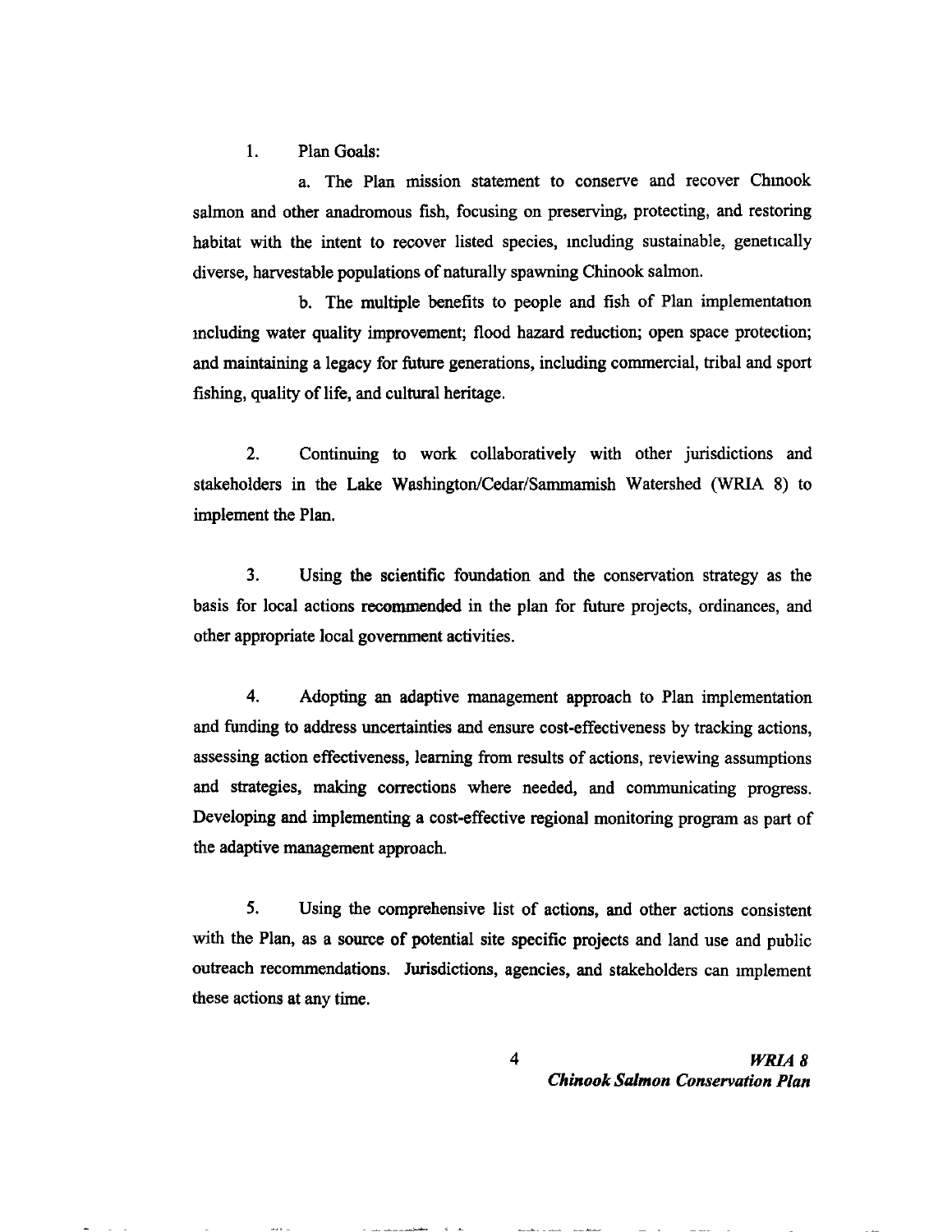1. Plan Goals:

   a. The Plan mission statement to conserve and recover Chinook salmon and other anadromous fish, focusing on preserving, protecting, and restoring habitat with the intent to recover listed species, including sustainable, genetically diverse, harvestable populations of naturally spawning Chinook salmon.

   b. The multiple benefits to people and fish of Plan implementation including water quality improvement; flood hazard reduction; open space protection; and maintaining a legacy for future generations, including commercial, tribal and sport fishing, quality of life, and cultural heritage.

2. Continuing to work collaboratively with other jurisdictions and stakeholders in the Lake Washington/Cedar/Sammamish Watershed (WRIA 8) to implement the Plan.

3. Using the scientific foundation and the conservation strategy as the basis for local actions recommended in the plan for future projects, ordinances, and other appropriate local government activities.

4. Adopting an adaptive management approach to Plan implementation and funding to address uncertainties and ensure cost-effectiveness by tracking actions, assessing action effectiveness, learning from results of actions, reviewing assumptions and strategies, making corrections where needed, and communicating progress. Developing and implementing a cost-effective regional monitoring program as part of the adaptive management approach.

5. Using the comprehensive list of actions, and other actions consistent with the Plan, as a source of potential site specific projects and land use and public outreach recommendations. Jurisdictions, agencies, and stakeholders can implement these actions at any time.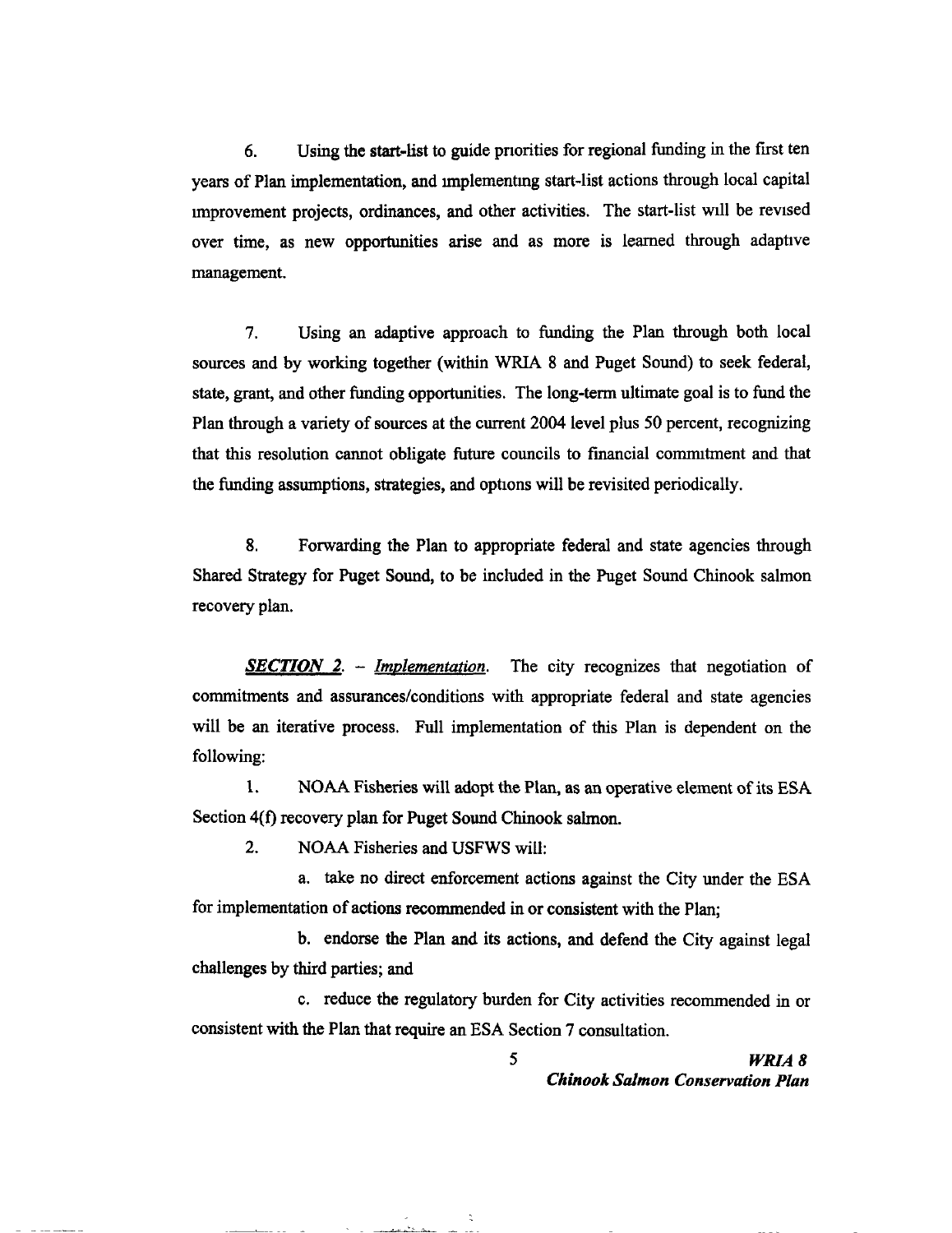6. Using the start-list to guide priorities for regional funding in the first ten years of Plan implementation, and implementing start-list actions through local capital improvement projects, ordinances, and other activities. The start-list will be revised over time, as new opportunities arise and as more is learned through adaptive management.

7. Using an adaptive approach to funding the Plan through both local sources and by working together (within WRIA 8 and Puget Sound) to seek federal, state, grant, and other funding opportunities. The long-term ultimate goal is to fund the Plan through a variety of sources at the current 2004 level plus 50 percent, recognizing that this resolution cannot obligate future councils to financial commitment and that the funding assumptions, strategies, and options will be revisited periodically.

8. Forwarding the Plan to appropriate federal and state agencies through Shared Strategy for Puget Sound, to be included in the Puget Sound Chinook salmon recovery plan.

***SECTION 2.*** – ***Implementation***. The city recognizes that negotiation of commitments and assurances/conditions with appropriate federal and state agencies will be an iterative process. Full implementation of this Plan is dependent on the following:

1. NOAA Fisheries will adopt the Plan, as an operative element of its ESA Section 4(f) recovery plan for Puget Sound Chinook salmon.

2. NOAA Fisheries and USFWS will:

   a. take no direct enforcement actions against the City under the ESA for implementation of actions recommended in or consistent with the Plan;

   b. endorse the Plan and its actions, and defend the City against legal challenges by third parties; and

   c. reduce the regulatory burden for City activities recommended in or consistent with the Plan that require an ESA Section 7 consultation.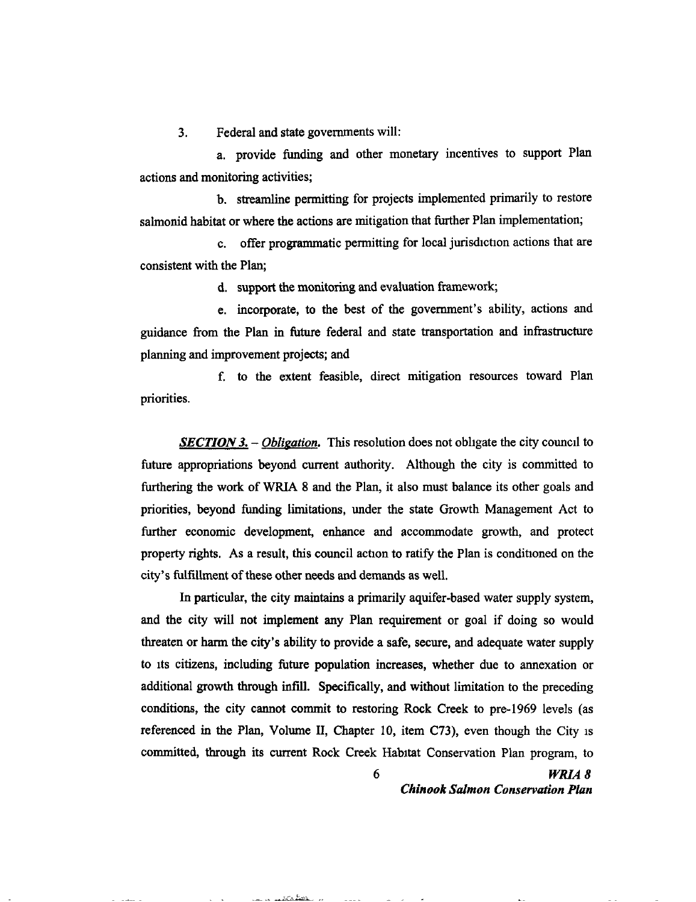3. Federal and state governments will:

a. provide funding and other monetary incentives to support Plan actions and monitoring activities;

b. streamline permitting for projects implemented primarily to restore salmonid habitat or where the actions are mitigation that further Plan implementation;

c. offer programmatic permitting for local jurisdiction actions that are consistent with the Plan;

d. support the monitoring and evaluation framework;

e. incorporate, to the best of the government's ability, actions and guidance from the Plan in future federal and state transportation and infrastructure planning and improvement projects; and

f. to the extent feasible, direct mitigation resources toward Plan priorities.

***SECTION 3.*** *– **Obligation.*** This resolution does not obligate the city council to future appropriations beyond current authority. Although the city is committed to furthering the work of WRIA 8 and the Plan, it also must balance its other goals and priorities, beyond funding limitations, under the state Growth Management Act to further economic development, enhance and accommodate growth, and protect property rights. As a result, this council action to ratify the Plan is conditioned on the city's fulfillment of these other needs and demands as well.

In particular, the city maintains a primarily aquifer-based water supply system, and the city will not implement any Plan requirement or goal if doing so would threaten or harm the city's ability to provide a safe, secure, and adequate water supply to its citizens, including future population increases, whether due to annexation or additional growth through infill. Specifically, and without limitation to the preceding conditions, the city cannot commit to restoring Rock Creek to pre-1969 levels (as referenced in the Plan, Volume II, Chapter 10, item C73), even though the City is committed, through its current Rock Creek Habitat Conservation Plan program, to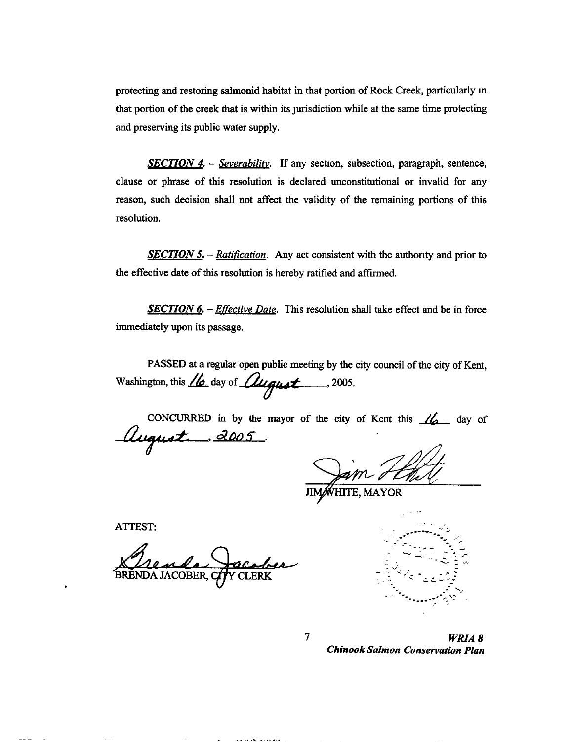protecting and restoring salmonid habitat in that portion of Rock Creek, particularly in that portion of the creek that is within its jurisdiction while at the same time protecting and preserving its public water supply.

***SECTION 4.*** – *Severability*. If any section, subsection, paragraph, sentence, clause or phrase of this resolution is declared unconstitutional or invalid for any reason, such decision shall not affect the validity of the remaining portions of this resolution.

***SECTION 5.*** – *Ratification*. Any act consistent with the authority and prior to the effective date of this resolution is hereby ratified and affirmed.

***SECTION 6.*** – *Effective Date*. This resolution shall take effect and be in force immediately upon its passage.

PASSED at a regular open public meeting by the city council of the city of Kent, Washington, this 16 day of August, 2005.

CONCURRED in by the mayor of the city of Kent this 16 day of August, 2005.

JIM WHITE, MAYOR

ATTEST:

BRENDA JACOBER, CITY CLERK

***WRIA 8***
***Chinook Salmon Conservation Plan***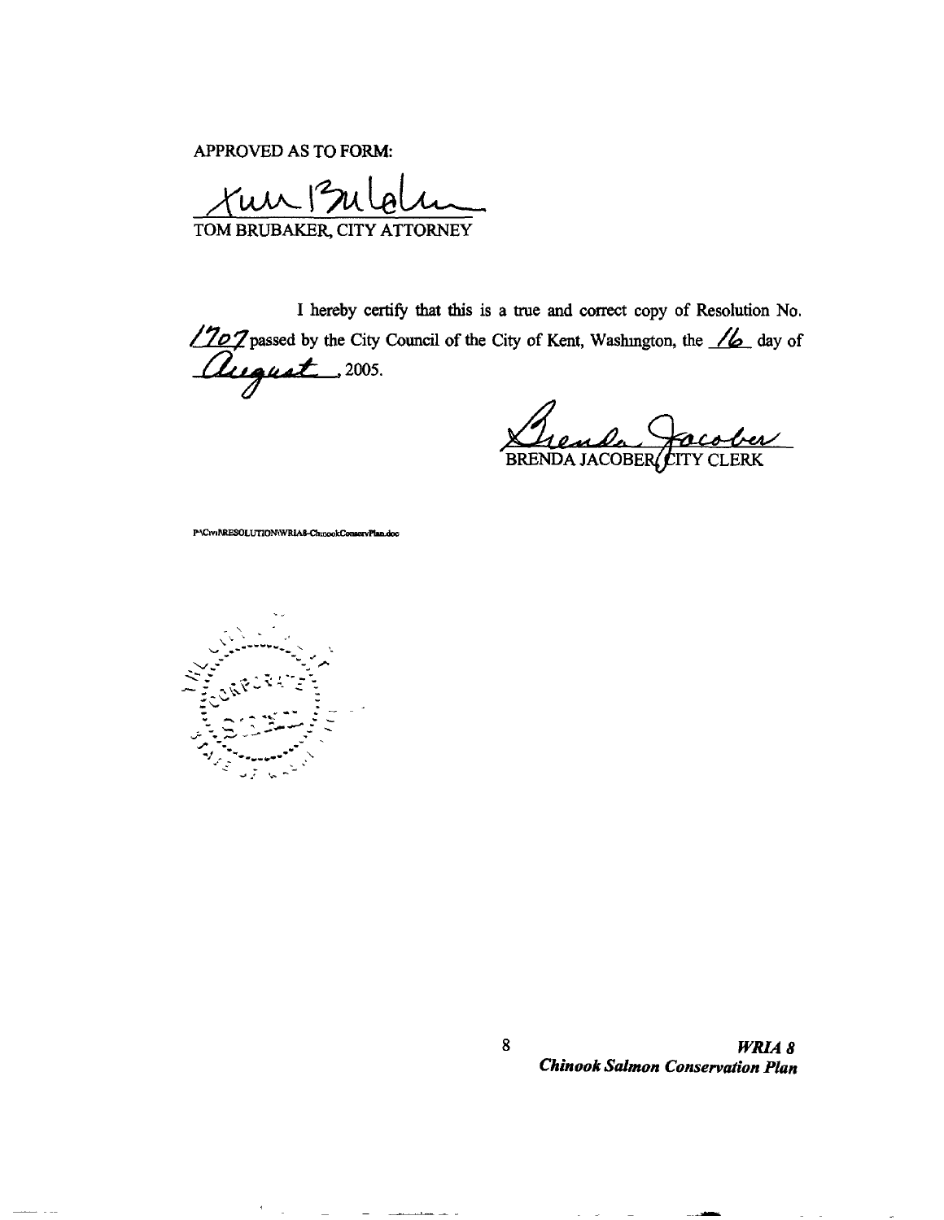APPROVED AS TO FORM:

TOM BRUBAKER, CITY ATTORNEY

I hereby certify that this is a true and correct copy of Resolution No. 1707 passed by the City Council of the City of Kent, Washington, the 16 day of August, 2005.

BRENDA JACOBER, CITY CLERK

P:\Civil\RESOLUTION\WRIA8-ChinookConservPlan.doc